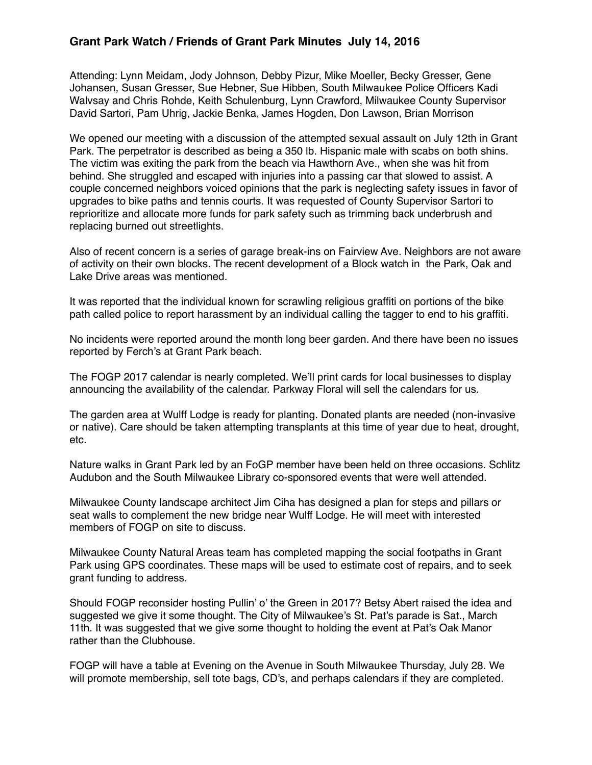# Grant Park Watch / Friends of Grant Park Minutes July 14, 2016

Attending: Lynn Meidam, Jody Johnson, Debby Pizur, Mike Moeller, Becky Gresser, Gene Johansen, Susan Gresser, Sue Hebner, Sue Hibben, South Milwaukee Police Officers Kadi Walvsay and Chris Rohde, Keith Schulenburg, Lynn Crawford, Milwaukee County Supervisor David Sartori, Pam Uhrig, Jackie Benka, James Hogden, Don Lawson, Brian Morrison

We opened our meeting with a discussion of the attempted sexual assault on July 12th in Grant Park. The perpetrator is described as being a 350 lb. Hispanic male with scabs on both shins. The victim was exiting the park from the beach via Hawthorn Ave., when she was hit from behind. She struggled and escaped with injuries into a passing car that slowed to assist. A couple concerned neighbors voiced opinions that the park is neglecting safety issues in favor of upgrades to bike paths and tennis courts. It was requested of County Supervisor Sartori to reprioritize and allocate more funds for park safety such as trimming back underbrush and replacing burned out streetlights.

Also of recent concern is a series of garage break-ins on Fairview Ave. Neighbors are not aware of activity on their own blocks. The recent development of a Block watch in the Park, Oak and Lake Drive areas was mentioned.

It was reported that the individual known for scrawling religious graffiti on portions of the bike path called police to report harassment by an individual calling the tagger to end to his graffiti.

No incidents were reported around the month long beer garden. And there have been no issues reported by Ferch's at Grant Park beach.

The FOGP 2017 calendar is nearly completed. We'll print cards for local businesses to display announcing the availability of the calendar. Parkway Floral will sell the calendars for us.

The garden area at Wulff Lodge is ready for planting. Donated plants are needed (non-invasive or native). Care should be taken attempting transplants at this time of year due to heat, drought, etc.

Nature walks in Grant Park led by an FoGP member have been held on three occasions. Schlitz Audubon and the South Milwaukee Library co-sponsored events that were well attended.

Milwaukee County landscape architect Jim Ciha has designed a plan for steps and pillars or seat walls to complement the new bridge near Wulff Lodge. He will meet with interested members of FOGP on site to discuss.

Milwaukee County Natural Areas team has completed mapping the social footpaths in Grant Park using GPS coordinates. These maps will be used to estimate cost of repairs, and to seek grant funding to address.

Should FOGP reconsider hosting Pullin' o' the Green in 2017? Betsy Abert raised the idea and suggested we give it some thought. The City of Milwaukee's St. Pat's parade is Sat., March 11th. It was suggested that we give some thought to holding the event at Pat's Oak Manor rather than the Clubhouse.

FOGP will have a table at Evening on the Avenue in South Milwaukee Thursday, July 28. We will promote membership, sell tote bags, CD's, and perhaps calendars if they are completed.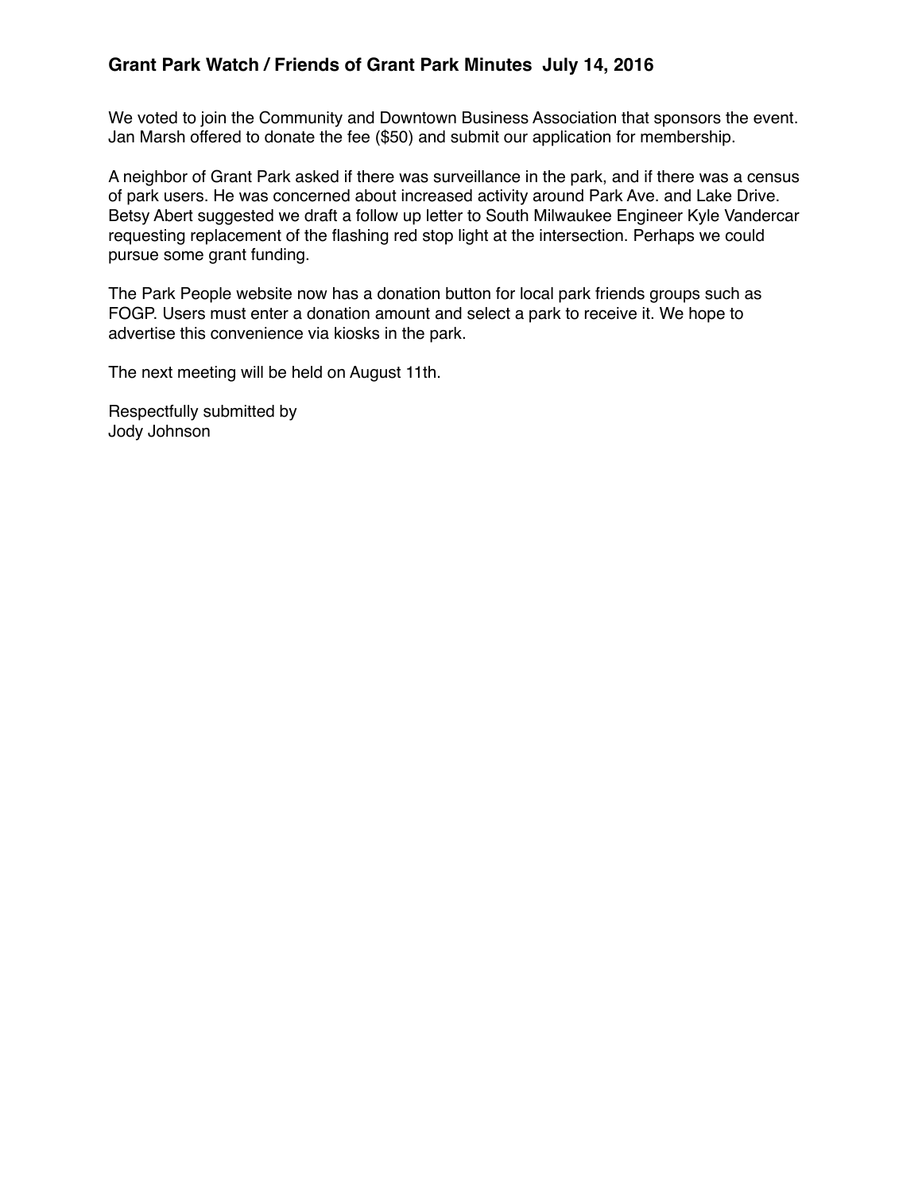**Grant Park Watch / Friends of Grant Park Minutes July 14, 2016**

We voted to join the Community and Downtown Business Association that sponsors the event. Jan Marsh offered to donate the fee ($50) and submit our application for membership.

A neighbor of Grant Park asked if there was surveillance in the park, and if there was a census of park users. He was concerned about increased activity around Park Ave. and Lake Drive. Betsy Abert suggested we draft a follow up letter to South Milwaukee Engineer Kyle Vandercar requesting replacement of the flashing red stop light at the intersection. Perhaps we could pursue some grant funding.

The Park People website now has a donation button for local park friends groups such as FOGP. Users must enter a donation amount and select a park to receive it. We hope to advertise this convenience via kiosks in the park.

The next meeting will be held on August 11th.

Respectfully submitted by
Jody Johnson